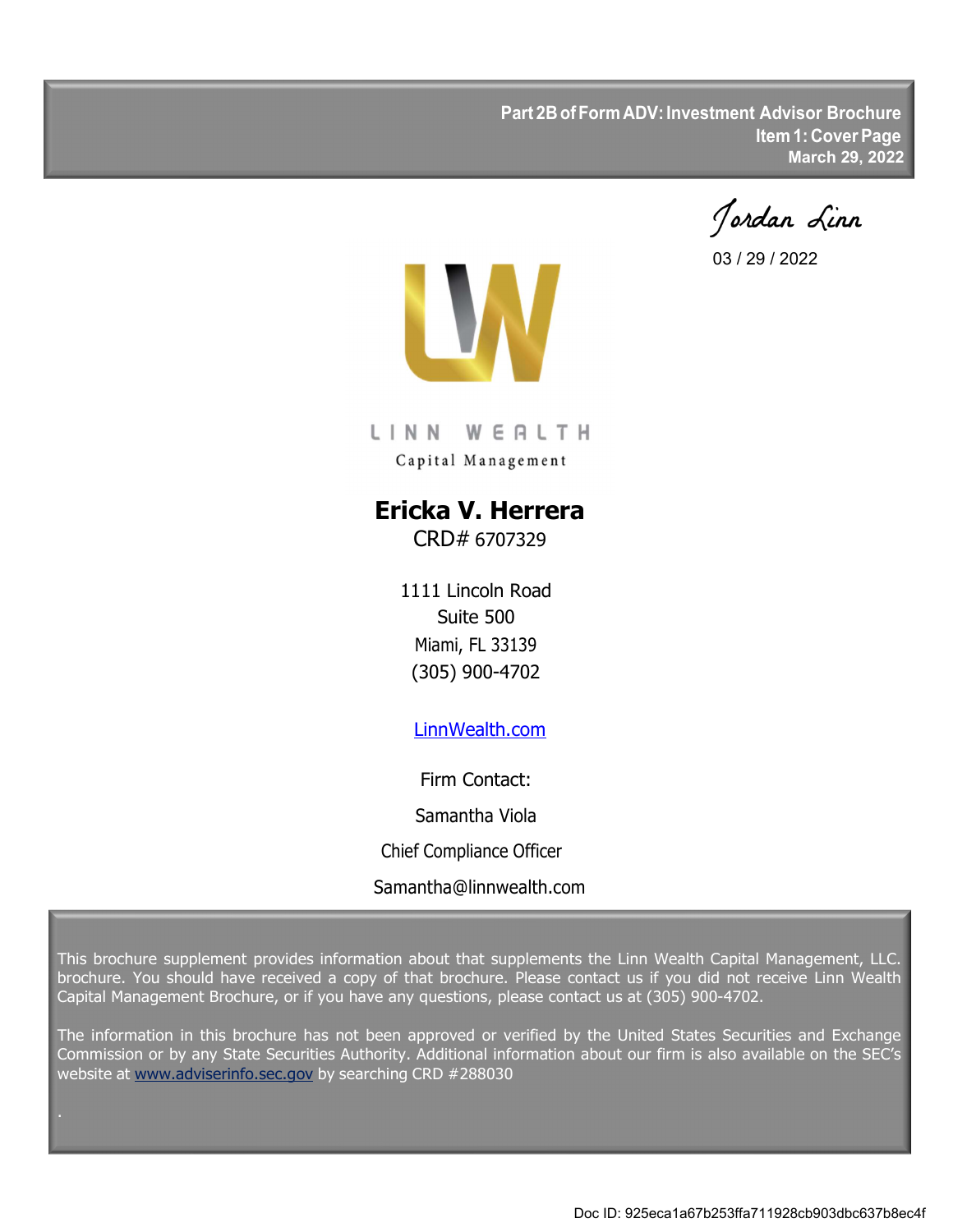**Part 2B of Form ADV: Investment Advisor Brochure**
**Item 1: Cover Page**
**March 29, 2022**

Jordan Linn

03 / 29 / 2022

LINN WEALTH
Capital Management

# Ericka V. Herrera

CRD# 6707329

1111 Lincoln Road
Suite 500
Miami, FL 33139
(305) 900-4702

[LinnWealth.com](LinnWealth.com)

Firm Contact:

Samantha Viola

Chief Compliance Officer

Samantha@linnwealth.com

This brochure supplement provides information about that supplements the Linn Wealth Capital Management, LLC. brochure. You should have received a copy of that brochure. Please contact us if you did not receive Linn Wealth Capital Management Brochure, or if you have any questions, please contact us at (305) 900-4702.

The information in this brochure has not been approved or verified by the United States Securities and Exchange Commission or by any State Securities Authority. Additional information about our firm is also available on the SEC's website at [www.adviserinfo.sec.gov](www.adviserinfo.sec.gov) by searching CRD #288030

Doc ID: 925eca1a67b253ffa711928cb903dbc637b8ec4f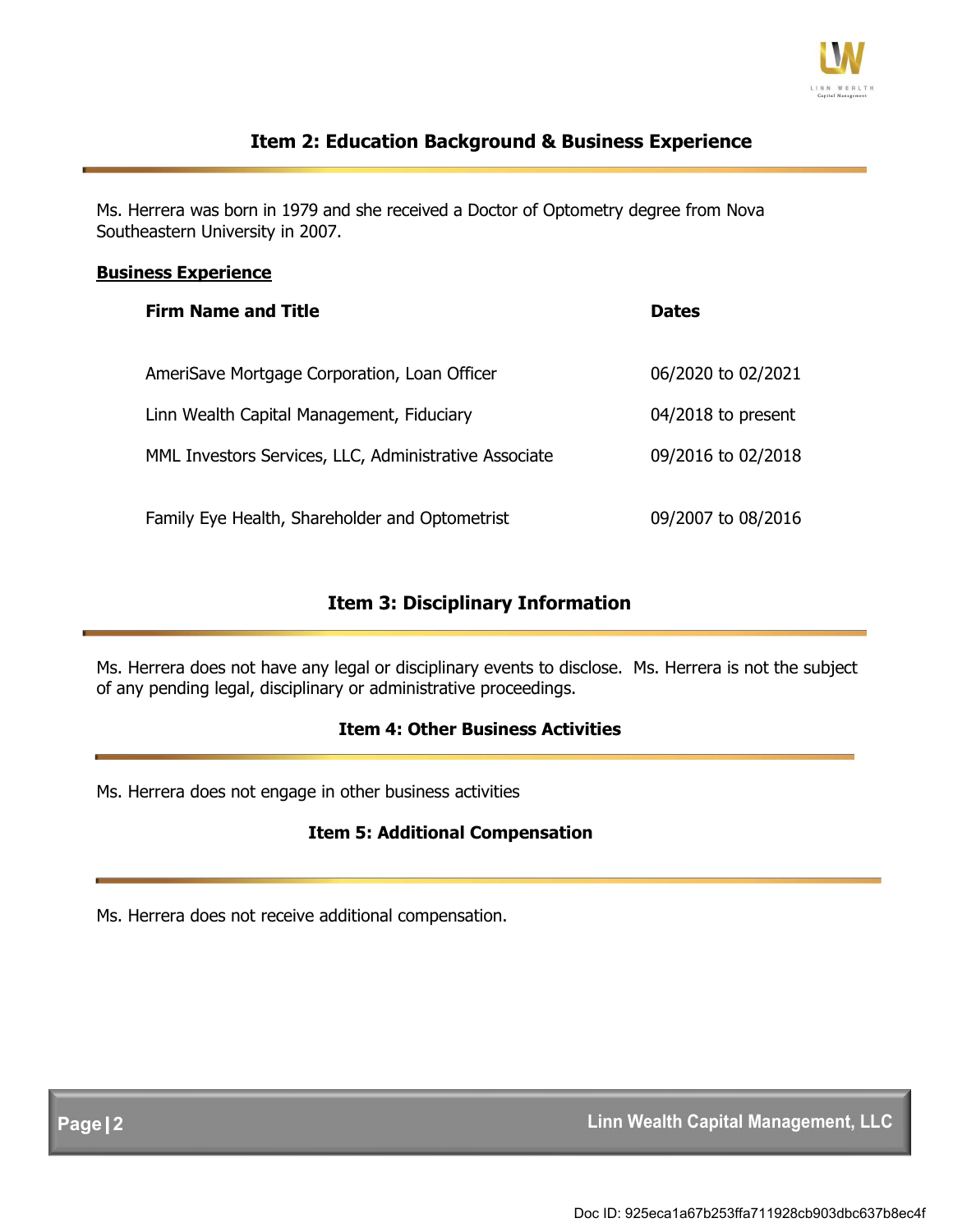## Item 2: Education Background & Business Experience

Ms. Herrera was born in 1979 and she received a Doctor of Optometry degree from Nova Southeastern University in 2007.

**Business Experience**

| Firm Name and Title | Dates |
| --- | --- |
| AmeriSave Mortgage Corporation, Loan Officer | 06/2020 to 02/2021 |
| Linn Wealth Capital Management, Fiduciary | 04/2018 to present |
| MML Investors Services, LLC, Administrative Associate | 09/2016 to 02/2018 |
| Family Eye Health, Shareholder and Optometrist | 09/2007 to 08/2016 |

## Item 3: Disciplinary Information

Ms. Herrera does not have any legal or disciplinary events to disclose. Ms. Herrera is not the subject of any pending legal, disciplinary or administrative proceedings.

## Item 4: Other Business Activities

Ms. Herrera does not engage in other business activities

## Item 5: Additional Compensation

Ms. Herrera does not receive additional compensation.

Doc ID: 925eca1a67b253ffa711928cb903dbc637b8ec4f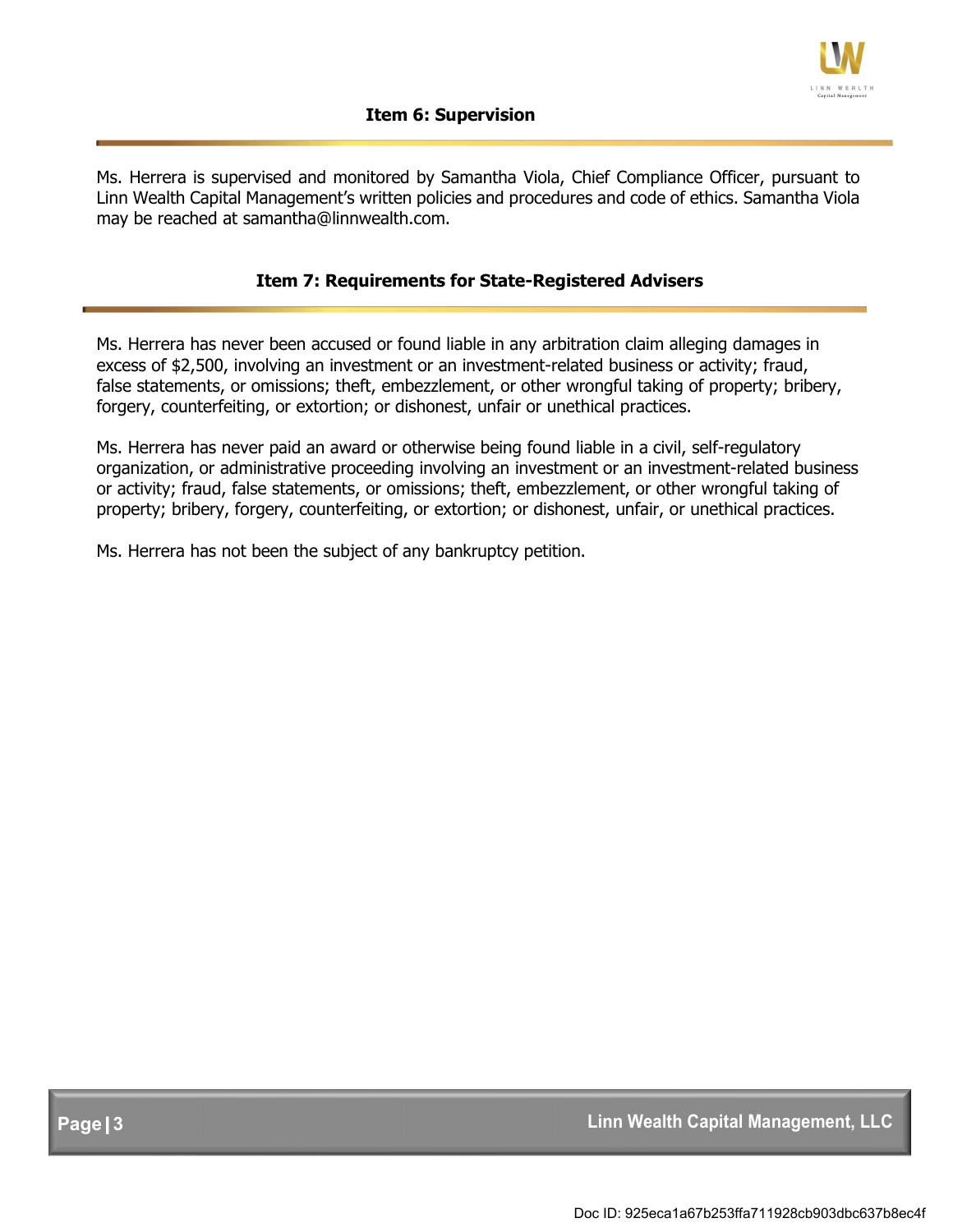## Item 6: Supervision

Ms. Herrera is supervised and monitored by Samantha Viola, Chief Compliance Officer, pursuant to Linn Wealth Capital Management's written policies and procedures and code of ethics. Samantha Viola may be reached at samantha@linnwealth.com.

## Item 7: Requirements for State-Registered Advisers

Ms. Herrera has never been accused or found liable in any arbitration claim alleging damages in excess of $2,500, involving an investment or an investment-related business or activity; fraud, false statements, or omissions; theft, embezzlement, or other wrongful taking of property; bribery, forgery, counterfeiting, or extortion; or dishonest, unfair or unethical practices.

Ms. Herrera has never paid an award or otherwise being found liable in a civil, self-regulatory organization, or administrative proceeding involving an investment or an investment-related business or activity; fraud, false statements, or omissions; theft, embezzlement, or other wrongful taking of property; bribery, forgery, counterfeiting, or extortion; or dishonest, unfair, or unethical practices.

Ms. Herrera has not been the subject of any bankruptcy petition.